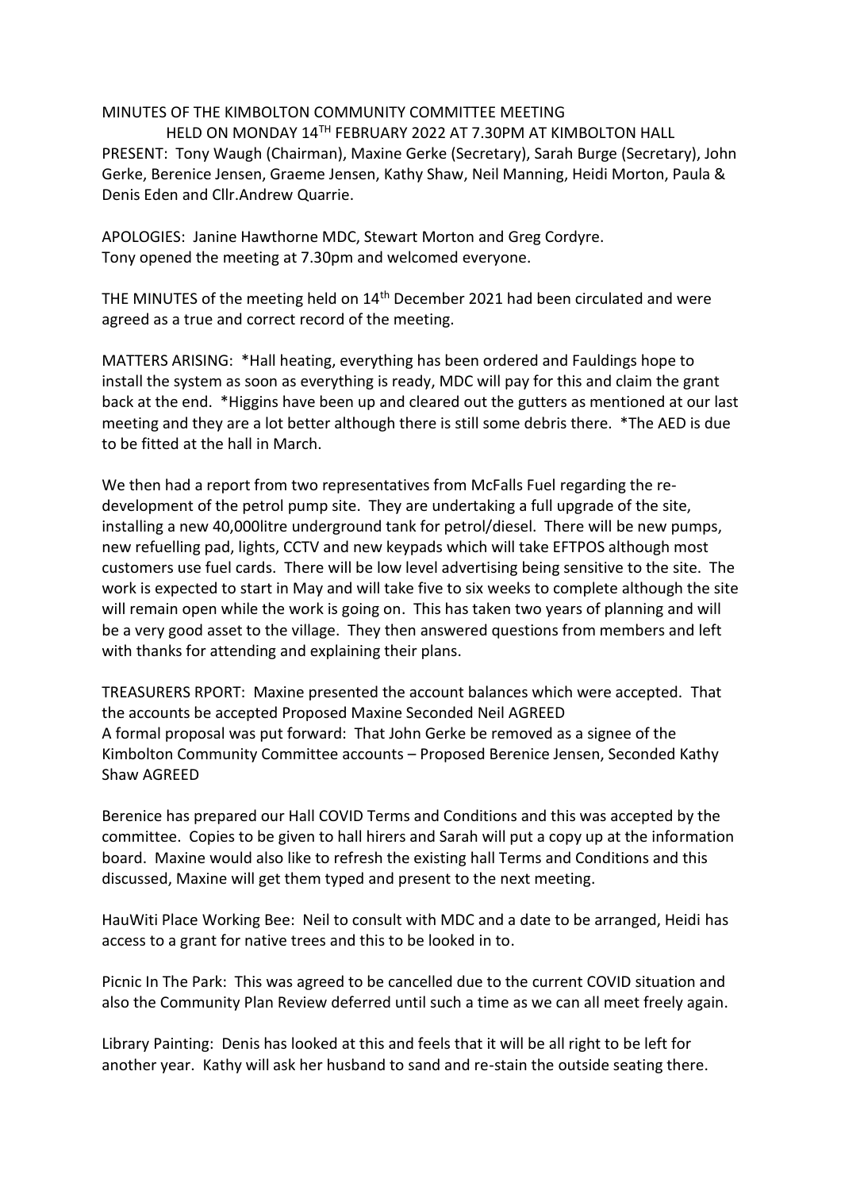MINUTES OF THE KIMBOLTON COMMUNITY COMMITTEE MEETING

HELD ON MONDAY 14TH FEBRUARY 2022 AT 7.30PM AT KIMBOLTON HALL

PRESENT: Tony Waugh (Chairman), Maxine Gerke (Secretary), Sarah Burge (Secretary), John Gerke, Berenice Jensen, Graeme Jensen, Kathy Shaw, Neil Manning, Heidi Morton, Paula & Denis Eden and Cllr.Andrew Quarrie.

APOLOGIES: Janine Hawthorne MDC, Stewart Morton and Greg Cordyre.
Tony opened the meeting at 7.30pm and welcomed everyone.

THE MINUTES of the meeting held on 14th December 2021 had been circulated and were agreed as a true and correct record of the meeting.

MATTERS ARISING: *Hall heating, everything has been ordered and Fauldings hope to install the system as soon as everything is ready, MDC will pay for this and claim the grant back at the end. *Higgins have been up and cleared out the gutters as mentioned at our last meeting and they are a lot better although there is still some debris there. *The AED is due to be fitted at the hall in March.

We then had a report from two representatives from McFalls Fuel regarding the re-development of the petrol pump site. They are undertaking a full upgrade of the site, installing a new 40,000litre underground tank for petrol/diesel. There will be new pumps, new refuelling pad, lights, CCTV and new keypads which will take EFTPOS although most customers use fuel cards. There will be low level advertising being sensitive to the site. The work is expected to start in May and will take five to six weeks to complete although the site will remain open while the work is going on. This has taken two years of planning and will be a very good asset to the village. They then answered questions from members and left with thanks for attending and explaining their plans.

TREASURERS RPORT: Maxine presented the account balances which were accepted. That the accounts be accepted Proposed Maxine Seconded Neil AGREED
A formal proposal was put forward: That John Gerke be removed as a signee of the Kimbolton Community Committee accounts – Proposed Berenice Jensen, Seconded Kathy Shaw AGREED

Berenice has prepared our Hall COVID Terms and Conditions and this was accepted by the committee. Copies to be given to hall hirers and Sarah will put a copy up at the information board. Maxine would also like to refresh the existing hall Terms and Conditions and this discussed, Maxine will get them typed and present to the next meeting.

HauWiti Place Working Bee: Neil to consult with MDC and a date to be arranged, Heidi has access to a grant for native trees and this to be looked in to.

Picnic In The Park: This was agreed to be cancelled due to the current COVID situation and also the Community Plan Review deferred until such a time as we can all meet freely again.

Library Painting: Denis has looked at this and feels that it will be all right to be left for another year. Kathy will ask her husband to sand and re-stain the outside seating there.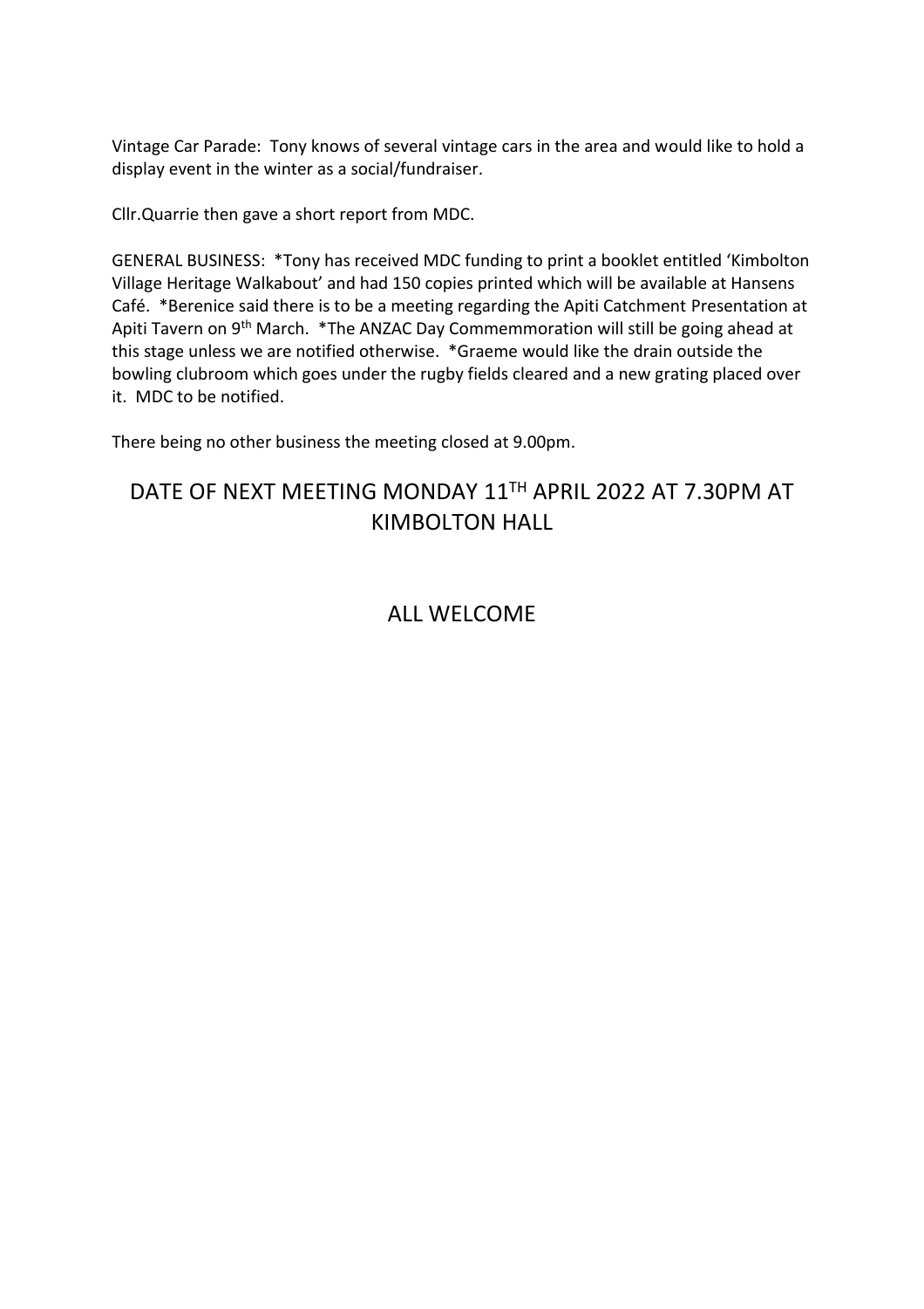Vintage Car Parade: Tony knows of several vintage cars in the area and would like to hold a display event in the winter as a social/fundraiser.

Cllr.Quarrie then gave a short report from MDC.

GENERAL BUSINESS: *Tony has received MDC funding to print a booklet entitled 'Kimbolton Village Heritage Walkabout' and had 150 copies printed which will be available at Hansens Café. *Berenice said there is to be a meeting regarding the Apiti Catchment Presentation at Apiti Tavern on 9th March. *The ANZAC Day Commemmoration will still be going ahead at this stage unless we are notified otherwise. *Graeme would like the drain outside the bowling clubroom which goes under the rugby fields cleared and a new grating placed over it. MDC to be notified.

There being no other business the meeting closed at 9.00pm.

## DATE OF NEXT MEETING MONDAY 11TH APRIL 2022 AT 7.30PM AT KIMBOLTON HALL

## ALL WELCOME